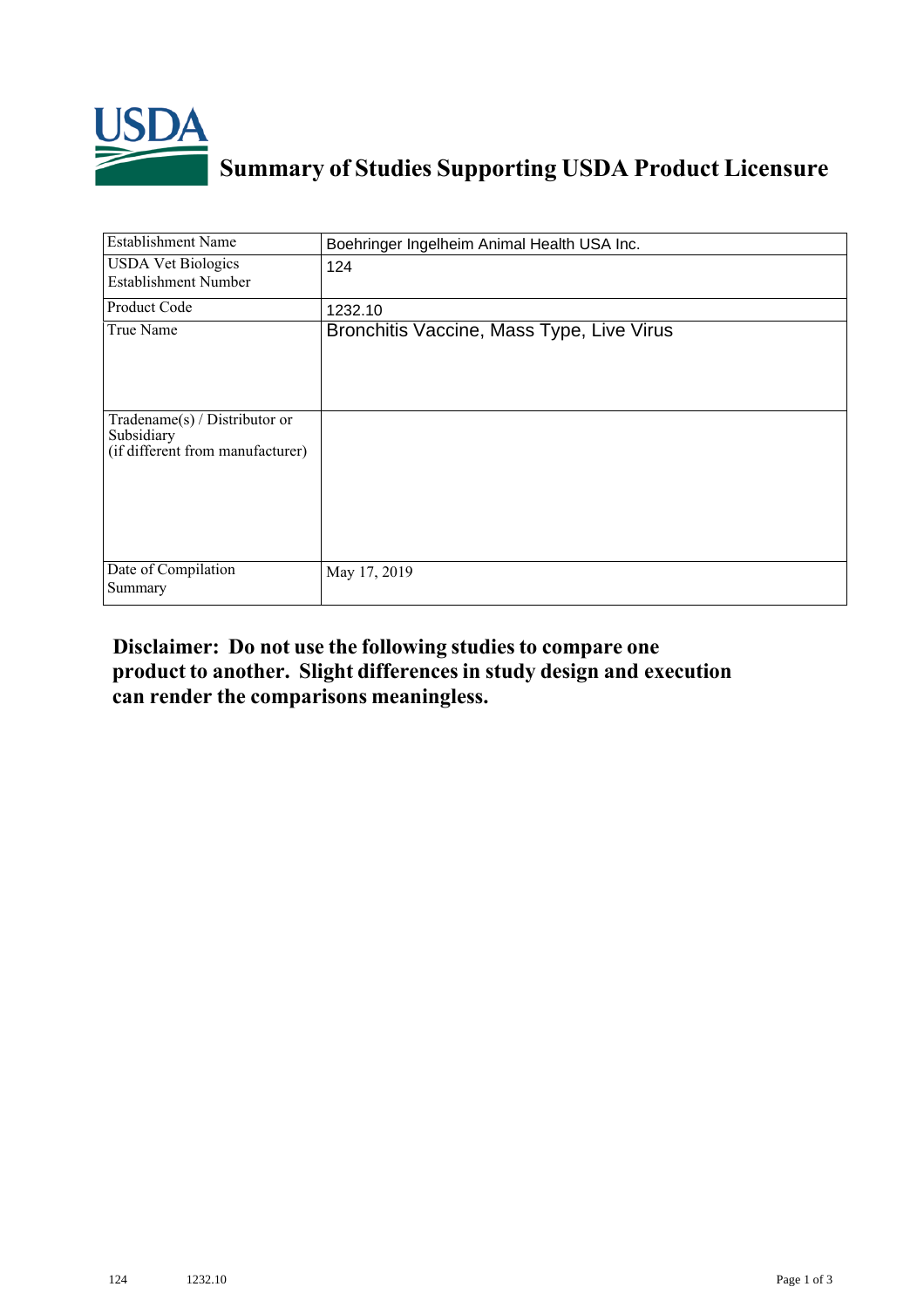# Summary of Studies Supporting USDA Product Licensure

| Establishment Name | Boehringer Ingelheim Animal Health USA Inc. |
|---|---|
| USDA Vet Biologics Establishment Number | 124 |
| Product Code | 1232.10 |
| True Name | Bronchitis Vaccine, Mass Type, Live Virus |
| Tradename(s) / Distributor or Subsidiary (if different from manufacturer) | |
| Date of Compilation Summary | May 17, 2019 |

**Disclaimer: Do not use the following studies to compare one product to another. Slight differences in study design and execution can render the comparisons meaningless.**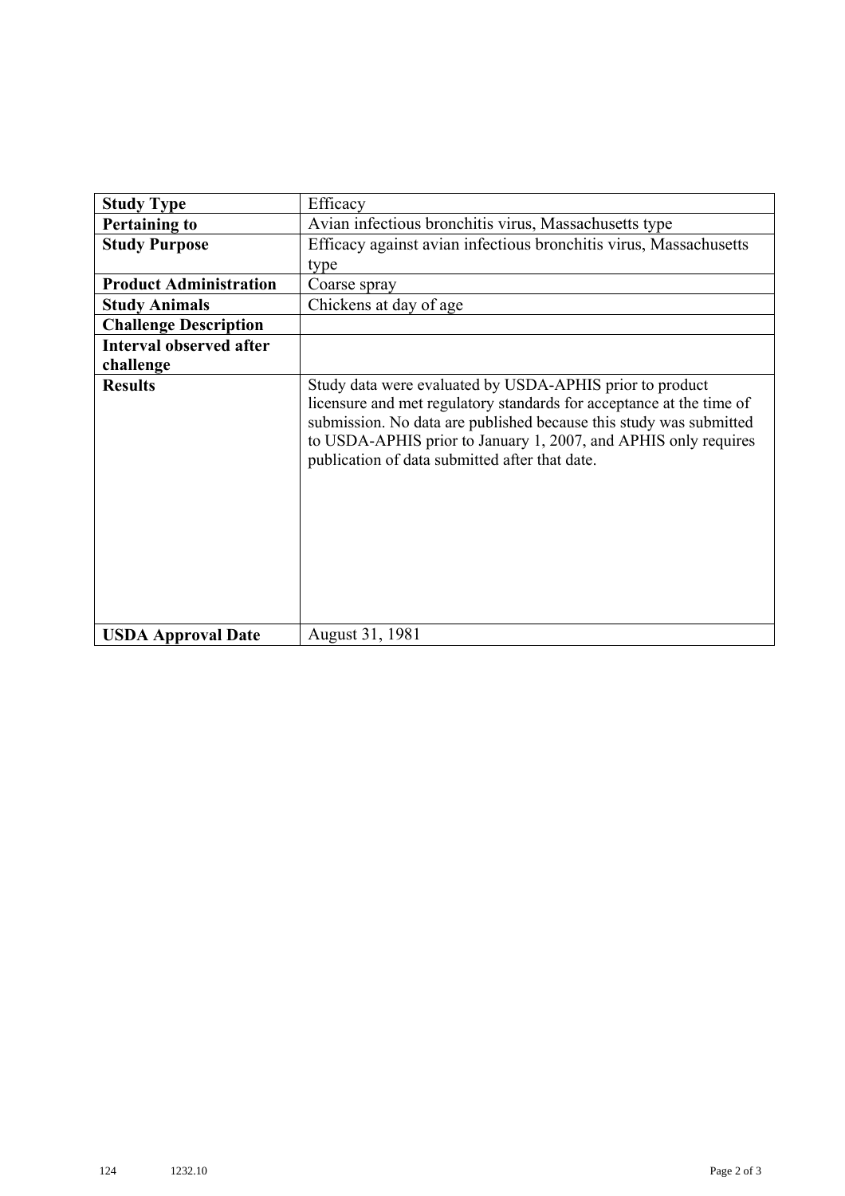| Study Type | Efficacy |
|---|---|
| Pertaining to | Avian infectious bronchitis virus, Massachusetts type |
| Study Purpose | Efficacy against avian infectious bronchitis virus, Massachusetts type |
| Product Administration | Coarse spray |
| Study Animals | Chickens at day of age |
| Challenge Description | |
| Interval observed after challenge | |
| Results | Study data were evaluated by USDA-APHIS prior to product licensure and met regulatory standards for acceptance at the time of submission. No data are published because this study was submitted to USDA-APHIS prior to January 1, 2007, and APHIS only requires publication of data submitted after that date. |
| USDA Approval Date | August 31, 1981 |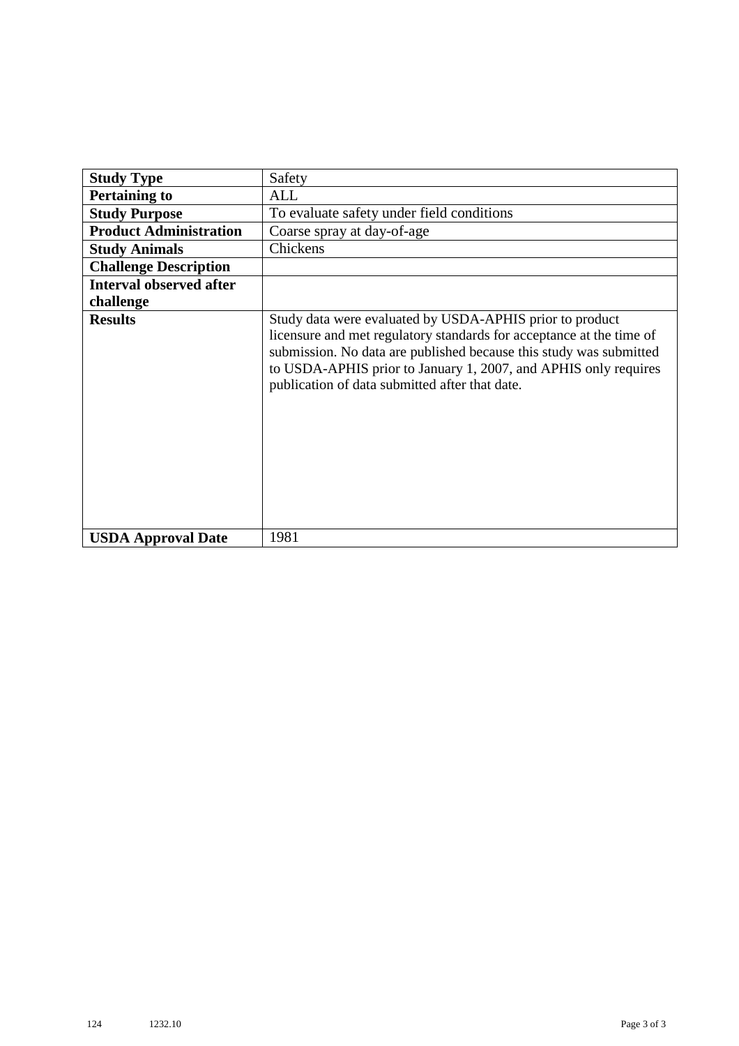| | |
|---|---|
| **Study Type** | Safety |
| **Pertaining to** | ALL |
| **Study Purpose** | To evaluate safety under field conditions |
| **Product Administration** | Coarse spray at day-of-age |
| **Study Animals** | Chickens |
| **Challenge Description** | |
| **Interval observed after challenge** | |
| **Results** | Study data were evaluated by USDA-APHIS prior to product licensure and met regulatory standards for acceptance at the time of submission. No data are published because this study was submitted to USDA-APHIS prior to January 1, 2007, and APHIS only requires publication of data submitted after that date. |
| **USDA Approval Date** | 1981 |

124 1232.10